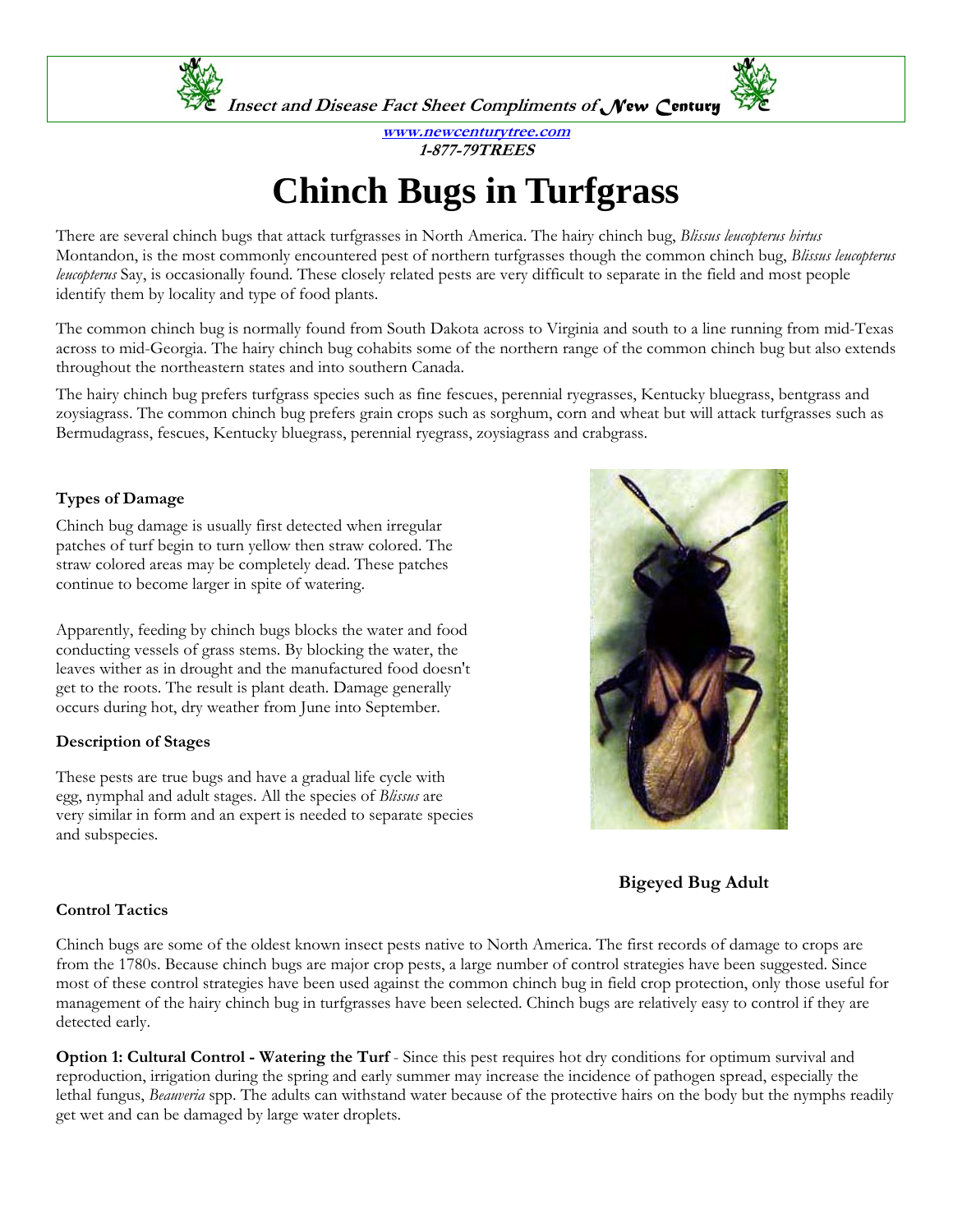Insect and Disease Fact Sheet Compliments of New Century

www.newcenturytree.com
1-877-79TREES

# Chinch Bugs in Turfgrass

There are several chinch bugs that attack turfgrasses in North America. The hairy chinch bug, *Blissus leucopterus hirtus* Montandon, is the most commonly encountered pest of northern turfgrasses though the common chinch bug, *Blissus leucopterus leucopterus* Say, is occasionally found. These closely related pests are very difficult to separate in the field and most people identify them by locality and type of food plants.

The common chinch bug is normally found from South Dakota across to Virginia and south to a line running from mid-Texas across to mid-Georgia. The hairy chinch bug cohabits some of the northern range of the common chinch bug but also extends throughout the northeastern states and into southern Canada.

The hairy chinch bug prefers turfgrass species such as fine fescues, perennial ryegrasses, Kentucky bluegrass, bentgrass and zoysiagrass. The common chinch bug prefers grain crops such as sorghum, corn and wheat but will attack turfgrasses such as Bermudagrass, fescues, Kentucky bluegrass, perennial ryegrass, zoysiagrass and crabgrass.

### Types of Damage

Chinch bug damage is usually first detected when irregular patches of turf begin to turn yellow then straw colored. The straw colored areas may be completely dead. These patches continue to become larger in spite of watering.

Apparently, feeding by chinch bugs blocks the water and food conducting vessels of grass stems. By blocking the water, the leaves wither as in drought and the manufactured food doesn't get to the roots. The result is plant death. Damage generally occurs during hot, dry weather from June into September.

### Description of Stages

These pests are true bugs and have a gradual life cycle with egg, nymphal and adult stages. All the species of *Blissus* are very similar in form and an expert is needed to separate species and subspecies.

**Bigeyed Bug Adult**

### Control Tactics

Chinch bugs are some of the oldest known insect pests native to North America. The first records of damage to crops are from the 1780s. Because chinch bugs are major crop pests, a large number of control strategies have been suggested. Since most of these control strategies have been used against the common chinch bug in field crop protection, only those useful for management of the hairy chinch bug in turfgrasses have been selected. Chinch bugs are relatively easy to control if they are detected early.

**Option 1: Cultural Control - Watering the Turf** - Since this pest requires hot dry conditions for optimum survival and reproduction, irrigation during the spring and early summer may increase the incidence of pathogen spread, especially the lethal fungus, *Beauveria* spp. The adults can withstand water because of the protective hairs on the body but the nymphs readily get wet and can be damaged by large water droplets.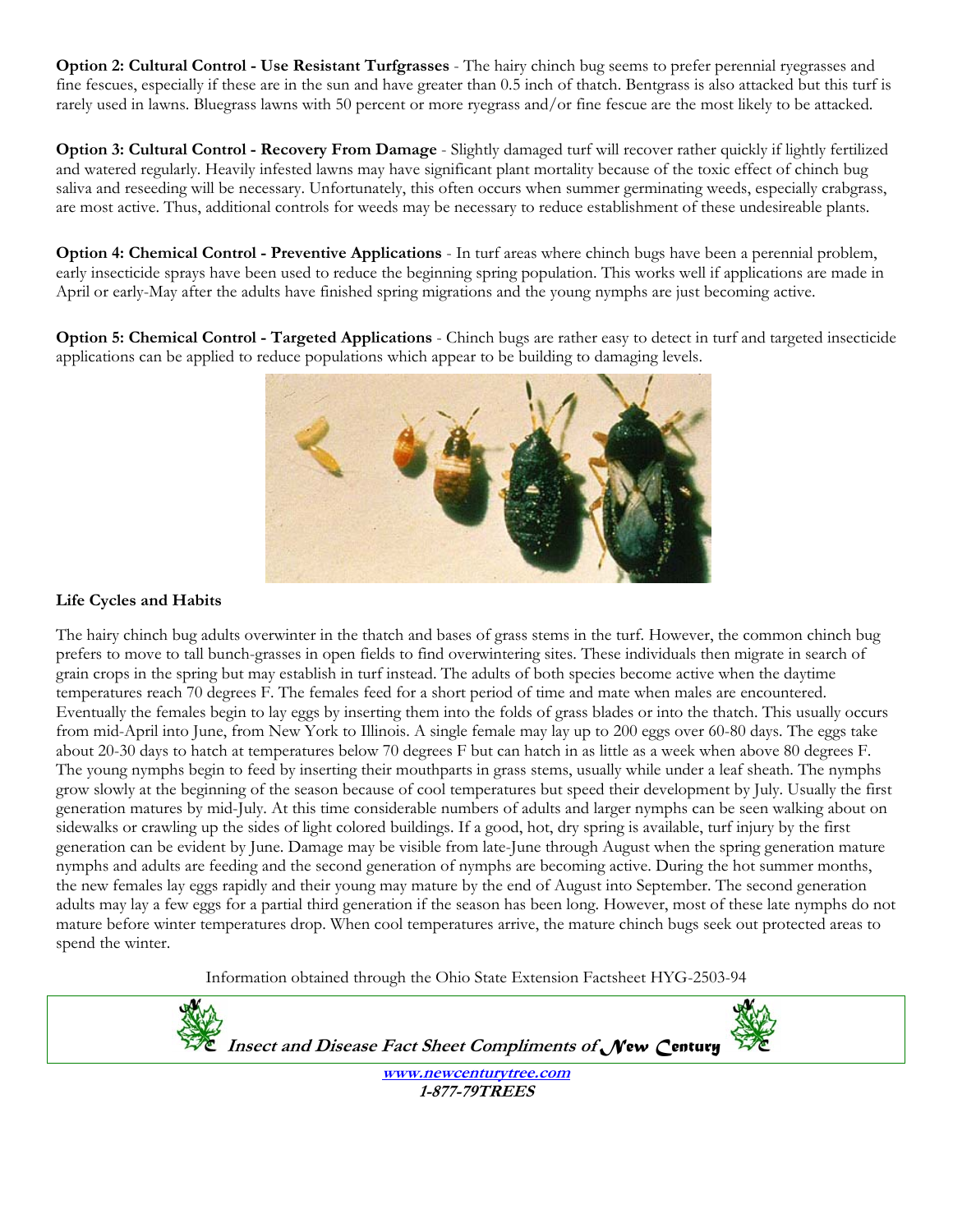**Option 2: Cultural Control - Use Resistant Turfgrasses** - The hairy chinch bug seems to prefer perennial ryegrasses and fine fescues, especially if these are in the sun and have greater than 0.5 inch of thatch. Bentgrass is also attacked but this turf is rarely used in lawns. Bluegrass lawns with 50 percent or more ryegrass and/or fine fescue are the most likely to be attacked.

**Option 3: Cultural Control - Recovery From Damage** - Slightly damaged turf will recover rather quickly if lightly fertilized and watered regularly. Heavily infested lawns may have significant plant mortality because of the toxic effect of chinch bug saliva and reseeding will be necessary. Unfortunately, this often occurs when summer germinating weeds, especially crabgrass, are most active. Thus, additional controls for weeds may be necessary to reduce establishment of these undesireable plants.

**Option 4: Chemical Control - Preventive Applications** - In turf areas where chinch bugs have been a perennial problem, early insecticide sprays have been used to reduce the beginning spring population. This works well if applications are made in April or early-May after the adults have finished spring migrations and the young nymphs are just becoming active.

**Option 5: Chemical Control - Targeted Applications** - Chinch bugs are rather easy to detect in turf and targeted insecticide applications can be applied to reduce populations which appear to be building to damaging levels.

**Life Cycles and Habits**

The hairy chinch bug adults overwinter in the thatch and bases of grass stems in the turf. However, the common chinch bug prefers to move to tall bunch-grasses in open fields to find overwintering sites. These individuals then migrate in search of grain crops in the spring but may establish in turf instead. The adults of both species become active when the daytime temperatures reach 70 degrees F. The females feed for a short period of time and mate when males are encountered. Eventually the females begin to lay eggs by inserting them into the folds of grass blades or into the thatch. This usually occurs from mid-April into June, from New York to Illinois. A single female may lay up to 200 eggs over 60-80 days. The eggs take about 20-30 days to hatch at temperatures below 70 degrees F but can hatch in as little as a week when above 80 degrees F. The young nymphs begin to feed by inserting their mouthparts in grass stems, usually while under a leaf sheath. The nymphs grow slowly at the beginning of the season because of cool temperatures but speed their development by July. Usually the first generation matures by mid-July. At this time considerable numbers of adults and larger nymphs can be seen walking about on sidewalks or crawling up the sides of light colored buildings. If a good, hot, dry spring is available, turf injury by the first generation can be evident by June. Damage may be visible from late-June through August when the spring generation mature nymphs and adults are feeding and the second generation of nymphs are becoming active. During the hot summer months, the new females lay eggs rapidly and their young may mature by the end of August into September. The second generation adults may lay a few eggs for a partial third generation if the season has been long. However, most of these late nymphs do not mature before winter temperatures drop. When cool temperatures arrive, the mature chinch bugs seek out protected areas to spend the winter.

Information obtained through the Ohio State Extension Factsheet HYG-2503-94

***Insect and Disease Fact Sheet Compliments of New Century***

***www.newcenturytree.com***
***1-877-79TREES***